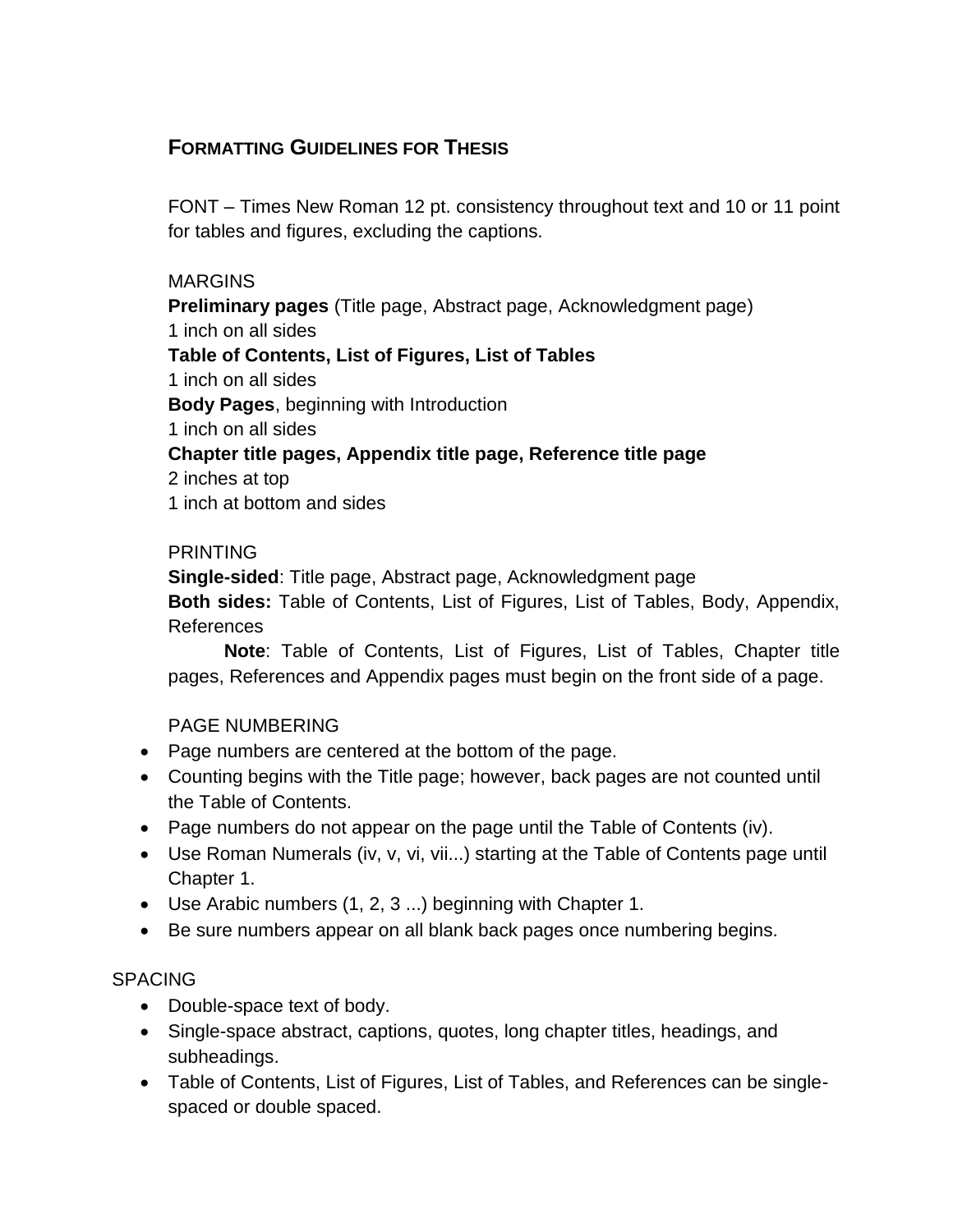# FORMATTING GUIDELINES FOR THESIS

FONT – Times New Roman 12 pt. consistency throughout text and 10 or 11 point for tables and figures, excluding the captions.

MARGINS

**Preliminary pages** (Title page, Abstract page, Acknowledgment page)
1 inch on all sides

**Table of Contents, List of Figures, List of Tables**
1 inch on all sides

**Body Pages**, beginning with Introduction
1 inch on all sides

**Chapter title pages, Appendix title page, Reference title page**
2 inches at top
1 inch at bottom and sides

PRINTING

**Single-sided**: Title page, Abstract page, Acknowledgment page

**Both sides:** Table of Contents, List of Figures, List of Tables, Body, Appendix, References

**Note**: Table of Contents, List of Figures, List of Tables, Chapter title pages, References and Appendix pages must begin on the front side of a page.

PAGE NUMBERING

- Page numbers are centered at the bottom of the page.
- Counting begins with the Title page; however, back pages are not counted until the Table of Contents.
- Page numbers do not appear on the page until the Table of Contents (iv).
- Use Roman Numerals (iv, v, vi, vii...) starting at the Table of Contents page until Chapter 1.
- Use Arabic numbers (1, 2, 3 ...) beginning with Chapter 1.
- Be sure numbers appear on all blank back pages once numbering begins.

SPACING

- Double-space text of body.
- Single-space abstract, captions, quotes, long chapter titles, headings, and subheadings.
- Table of Contents, List of Figures, List of Tables, and References can be single-spaced or double spaced.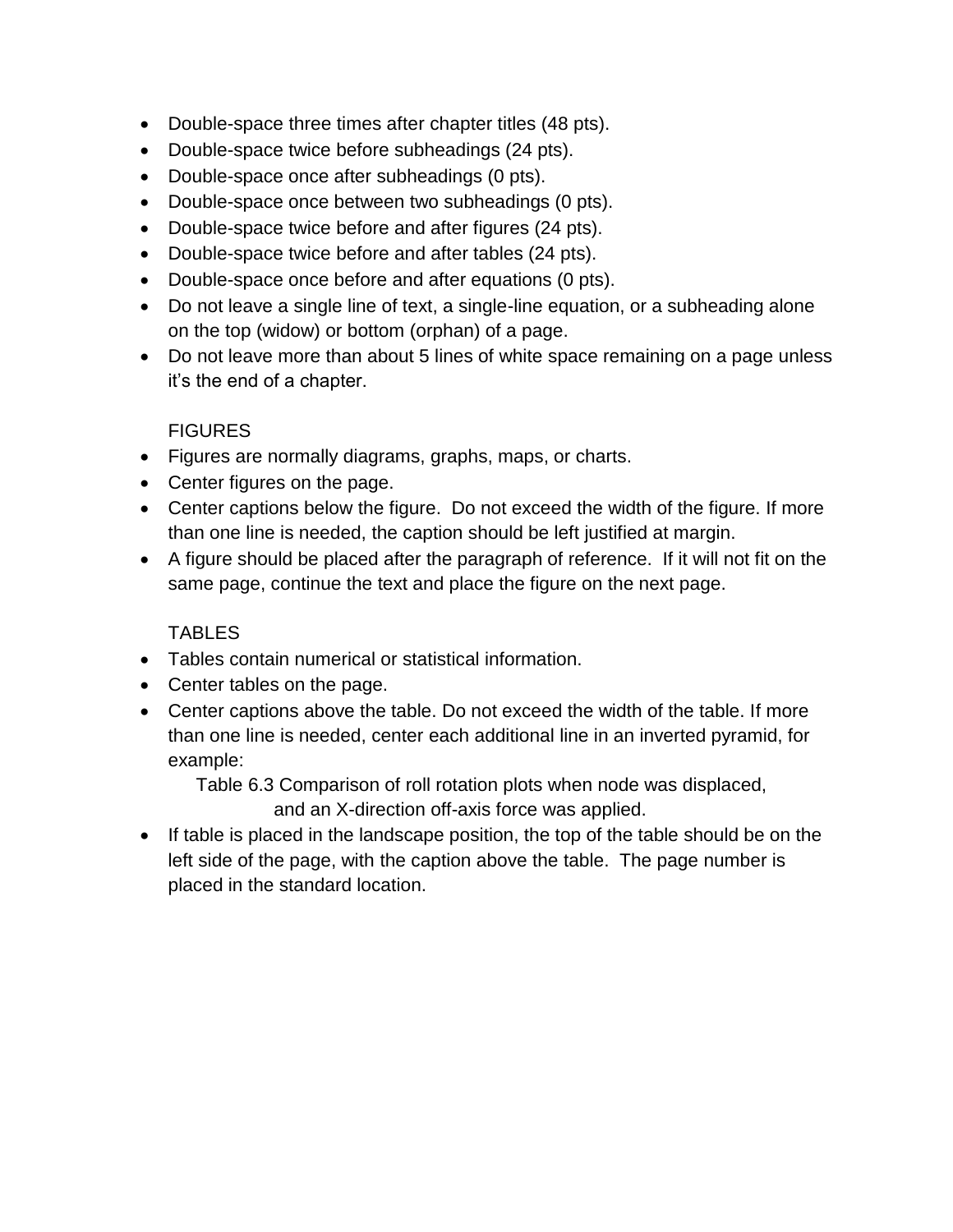- Double-space three times after chapter titles (48 pts).
- Double-space twice before subheadings (24 pts).
- Double-space once after subheadings (0 pts).
- Double-space once between two subheadings (0 pts).
- Double-space twice before and after figures (24 pts).
- Double-space twice before and after tables (24 pts).
- Double-space once before and after equations (0 pts).
- Do not leave a single line of text, a single-line equation, or a subheading alone on the top (widow) or bottom (orphan) of a page.
- Do not leave more than about 5 lines of white space remaining on a page unless it's the end of a chapter.

FIGURES

- Figures are normally diagrams, graphs, maps, or charts.
- Center figures on the page.
- Center captions below the figure. Do not exceed the width of the figure. If more than one line is needed, the caption should be left justified at margin.
- A figure should be placed after the paragraph of reference. If it will not fit on the same page, continue the text and place the figure on the next page.

TABLES

- Tables contain numerical or statistical information.
- Center tables on the page.
- Center captions above the table. Do not exceed the width of the table. If more than one line is needed, center each additional line in an inverted pyramid, for example:

  Table 6.3 Comparison of roll rotation plots when node was displaced,
  and an X-direction off-axis force was applied.

- If table is placed in the landscape position, the top of the table should be on the left side of the page, with the caption above the table. The page number is placed in the standard location.